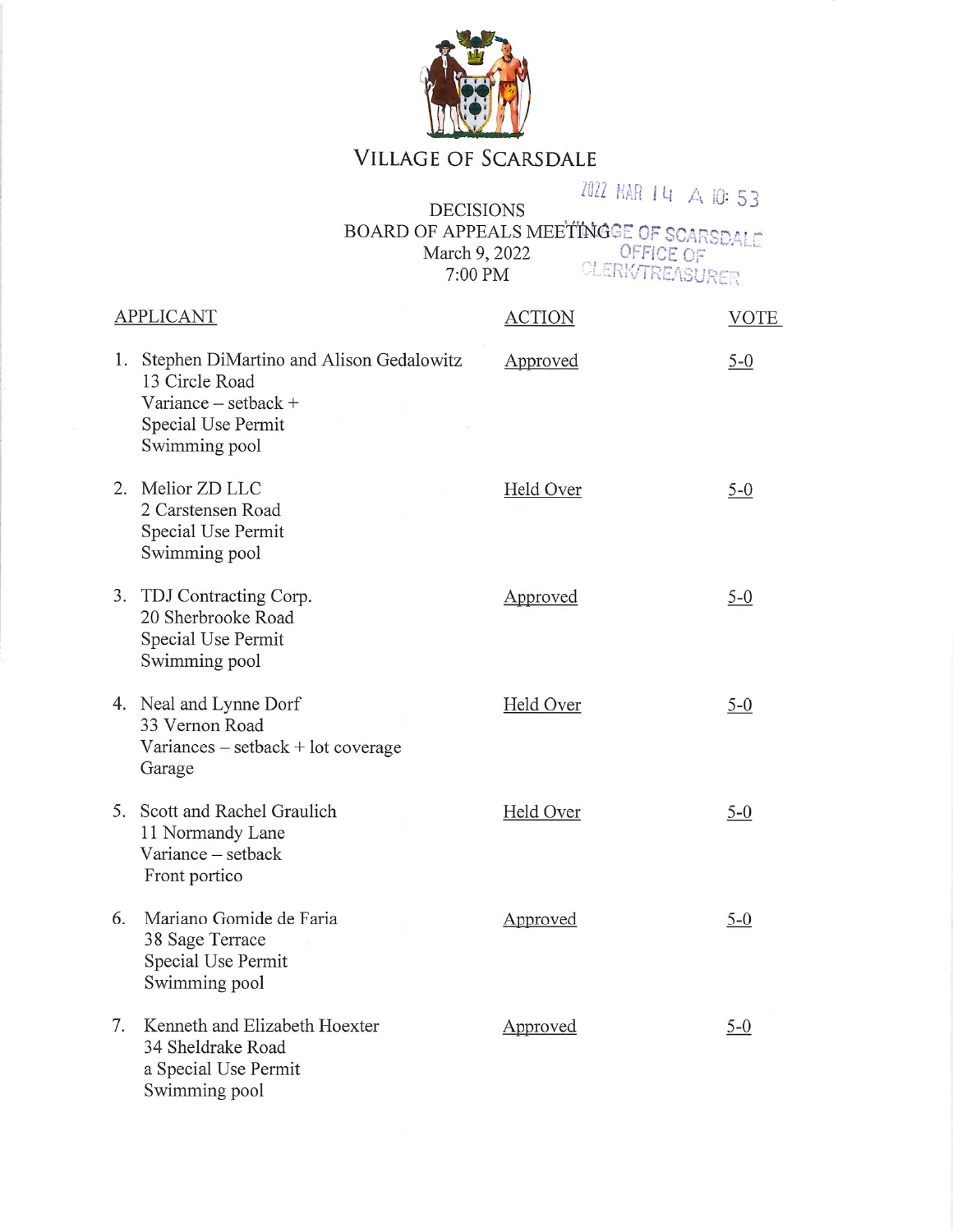# VILLAGE OF SCARSDALE

2022 MAR 14 A 10: 53

VILLAGE OF SCARSDALE
OFFICE OF
CLERK/TREASURER

## DECISIONS
## BOARD OF APPEALS MEETING
March 9, 2022
7:00 PM

| APPLICANT | ACTION | VOTE |
|---|---|---|
| 1. Stephen DiMartino and Alison Gedalowitz<br>13 Circle Road<br>Variance – setback +<br>Special Use Permit<br>Swimming pool | Approved | 5-0 |
| 2. Melior ZD LLC<br>2 Carstensen Road<br>Special Use Permit<br>Swimming pool | Held Over | 5-0 |
| 3. TDJ Contracting Corp.<br>20 Sherbrooke Road<br>Special Use Permit<br>Swimming pool | Approved | 5-0 |
| 4. Neal and Lynne Dorf<br>33 Vernon Road<br>Variances – setback + lot coverage<br>Garage | Held Over | 5-0 |
| 5. Scott and Rachel Graulich<br>11 Normandy Lane<br>Variance – setback<br>Front portico | Held Over | 5-0 |
| 6. Mariano Gomide de Faria<br>38 Sage Terrace<br>Special Use Permit<br>Swimming pool | Approved | 5-0 |
| 7. Kenneth and Elizabeth Hoexter<br>34 Sheldrake Road<br>a Special Use Permit<br>Swimming pool | Approved | 5-0 |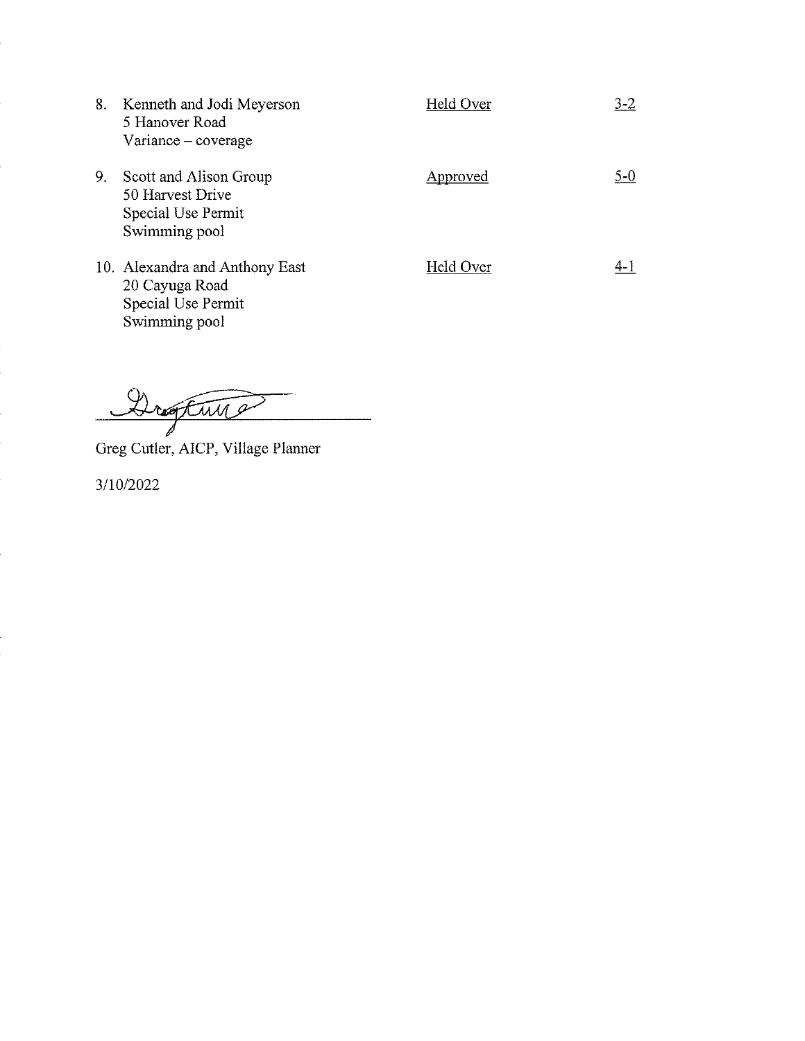8. Kenneth and Jodi Meyerson — Held Over — 3-2
   5 Hanover Road
   Variance – coverage

9. Scott and Alison Group — Approved — 5-0
   50 Harvest Drive
   Special Use Permit
   Swimming pool

10. Alexandra and Anthony East — Held Over — 4-1
    20 Cayuga Road
    Special Use Permit
    Swimming pool

Greg Cutler, AICP, Village Planner

3/10/2022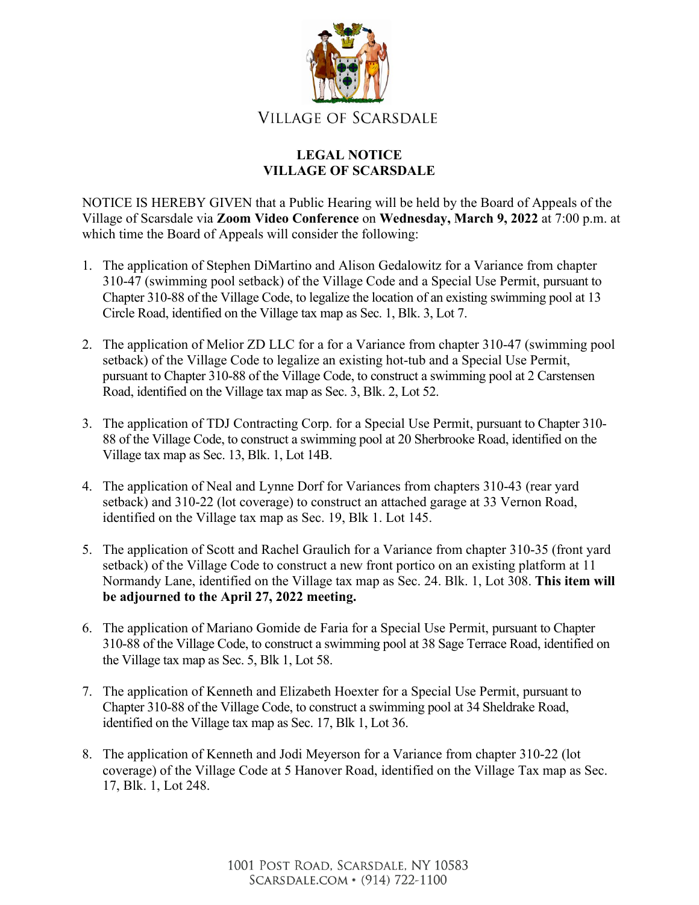VILLAGE OF SCARSDALE

**LEGAL NOTICE**
**VILLAGE OF SCARSDALE**

NOTICE IS HEREBY GIVEN that a Public Hearing will be held by the Board of Appeals of the Village of Scarsdale via **Zoom Video Conference** on **Wednesday, March 9, 2022** at 7:00 p.m. at which time the Board of Appeals will consider the following:

1. The application of Stephen DiMartino and Alison Gedalowitz for a Variance from chapter 310-47 (swimming pool setback) of the Village Code and a Special Use Permit, pursuant to Chapter 310-88 of the Village Code, to legalize the location of an existing swimming pool at 13 Circle Road, identified on the Village tax map as Sec. 1, Blk. 3, Lot 7.

2. The application of Melior ZD LLC for a for a Variance from chapter 310-47 (swimming pool setback) of the Village Code to legalize an existing hot-tub and a Special Use Permit, pursuant to Chapter 310-88 of the Village Code, to construct a swimming pool at 2 Carstensen Road, identified on the Village tax map as Sec. 3, Blk. 2, Lot 52.

3. The application of TDJ Contracting Corp. for a Special Use Permit, pursuant to Chapter 310-88 of the Village Code, to construct a swimming pool at 20 Sherbrooke Road, identified on the Village tax map as Sec. 13, Blk. 1, Lot 14B.

4. The application of Neal and Lynne Dorf for Variances from chapters 310-43 (rear yard setback) and 310-22 (lot coverage) to construct an attached garage at 33 Vernon Road, identified on the Village tax map as Sec. 19, Blk 1. Lot 145.

5. The application of Scott and Rachel Graulich for a Variance from chapter 310-35 (front yard setback) of the Village Code to construct a new front portico on an existing platform at 11 Normandy Lane, identified on the Village tax map as Sec. 24. Blk. 1, Lot 308. **This item will be adjourned to the April 27, 2022 meeting.**

6. The application of Mariano Gomide de Faria for a Special Use Permit, pursuant to Chapter 310-88 of the Village Code, to construct a swimming pool at 38 Sage Terrace Road, identified on the Village tax map as Sec. 5, Blk 1, Lot 58.

7. The application of Kenneth and Elizabeth Hoexter for a Special Use Permit, pursuant to Chapter 310-88 of the Village Code, to construct a swimming pool at 34 Sheldrake Road, identified on the Village tax map as Sec. 17, Blk 1, Lot 36.

8. The application of Kenneth and Jodi Meyerson for a Variance from chapter 310-22 (lot coverage) of the Village Code at 5 Hanover Road, identified on the Village Tax map as Sec. 17, Blk. 1, Lot 248.

1001 POST ROAD, SCARSDALE, NY 10583
SCARSDALE.COM • (914) 722-1100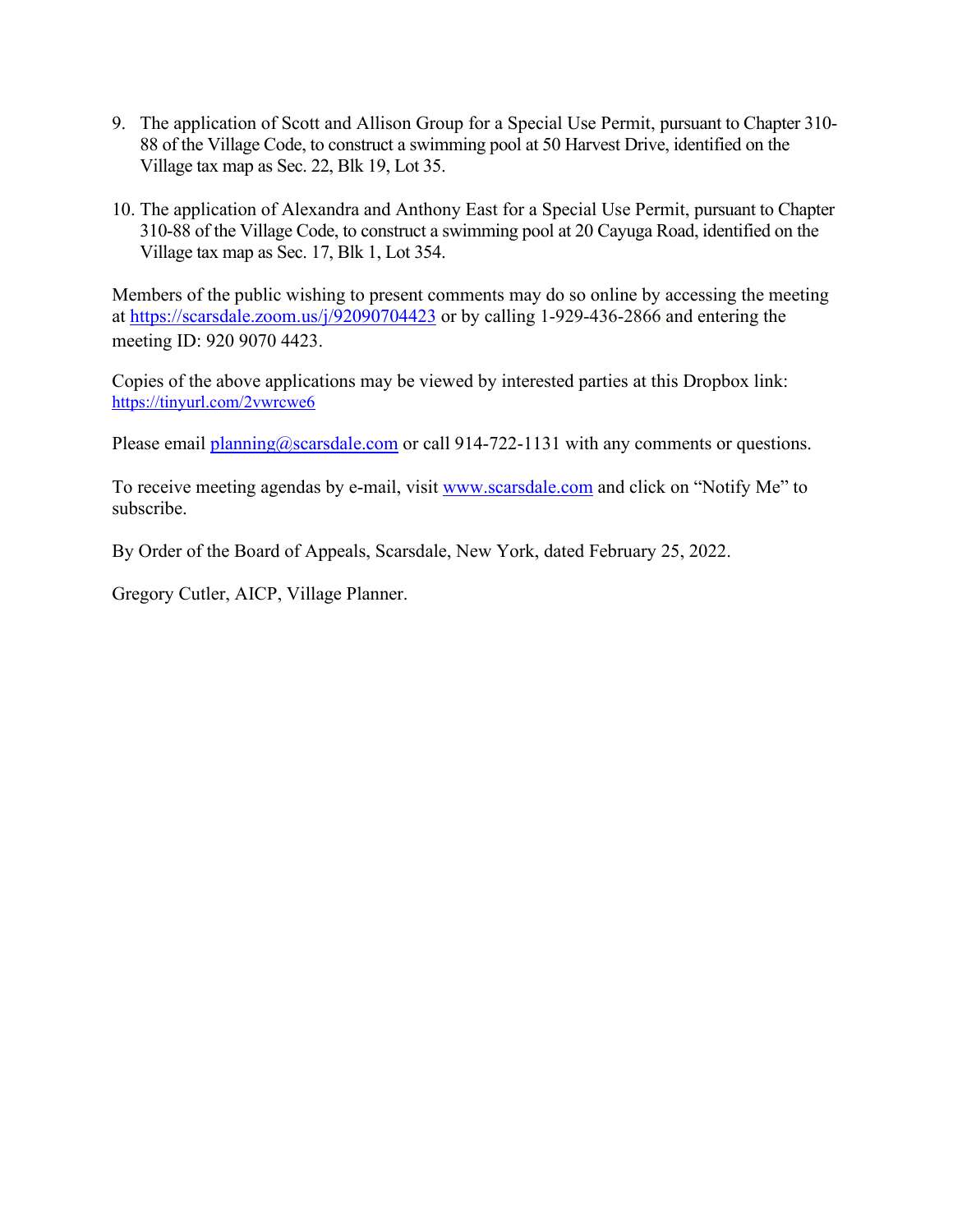9. The application of Scott and Allison Group for a Special Use Permit, pursuant to Chapter 310-88 of the Village Code, to construct a swimming pool at 50 Harvest Drive, identified on the Village tax map as Sec. 22, Blk 19, Lot 35.

10. The application of Alexandra and Anthony East for a Special Use Permit, pursuant to Chapter 310-88 of the Village Code, to construct a swimming pool at 20 Cayuga Road, identified on the Village tax map as Sec. 17, Blk 1, Lot 354.

Members of the public wishing to present comments may do so online by accessing the meeting at https://scarsdale.zoom.us/j/92090704423 or by calling 1-929-436-2866 and entering the meeting ID: 920 9070 4423.

Copies of the above applications may be viewed by interested parties at this Dropbox link: https://tinyurl.com/2vwrcwe6

Please email planning@scarsdale.com or call 914-722-1131 with any comments or questions.

To receive meeting agendas by e-mail, visit www.scarsdale.com and click on "Notify Me" to subscribe.

By Order of the Board of Appeals, Scarsdale, New York, dated February 25, 2022.

Gregory Cutler, AICP, Village Planner.